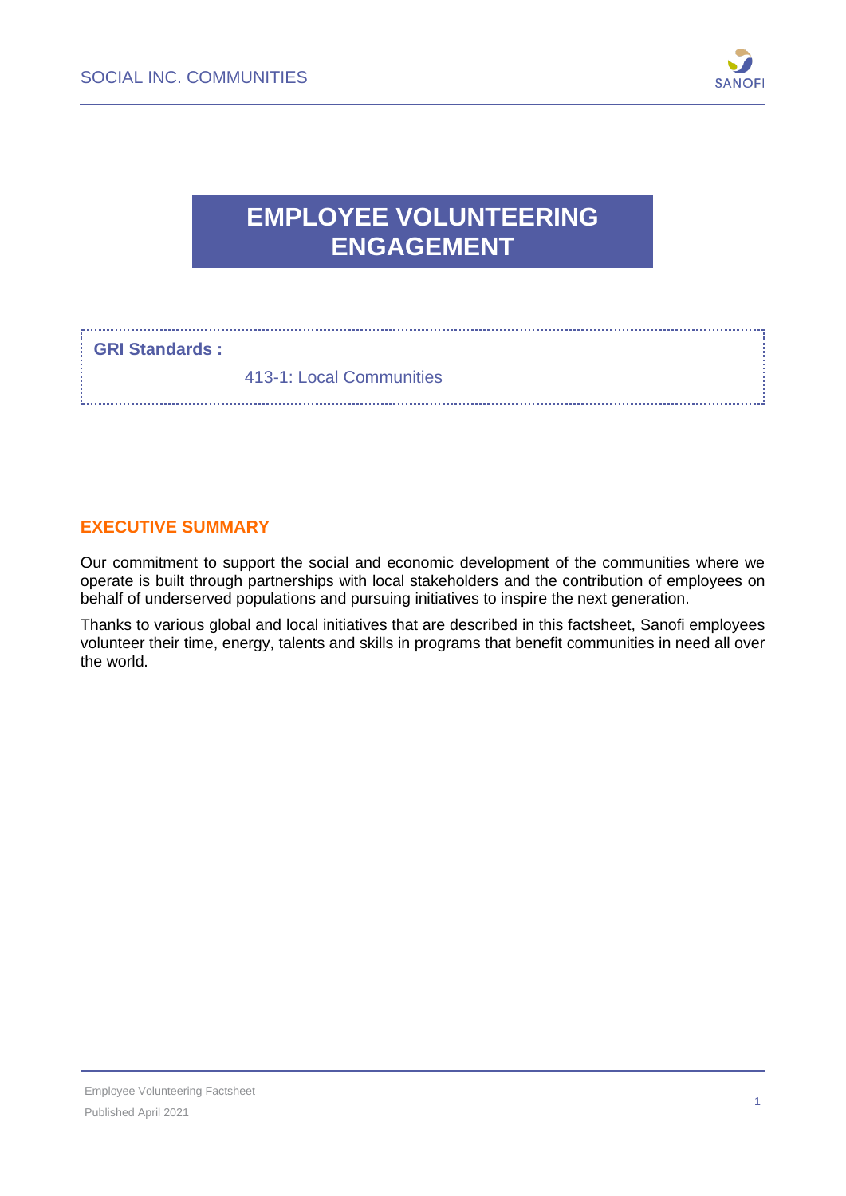# EMPLOYEE VOLUNTEERING ENGAGEMENT

**GRI Standards :**

413-1: Local Communities

## EXECUTIVE SUMMARY

Our commitment to support the social and economic development of the communities where we operate is built through partnerships with local stakeholders and the contribution of employees on behalf of underserved populations and pursuing initiatives to inspire the next generation.

Thanks to various global and local initiatives that are described in this factsheet, Sanofi employees volunteer their time, energy, talents and skills in programs that benefit communities in need all over the world.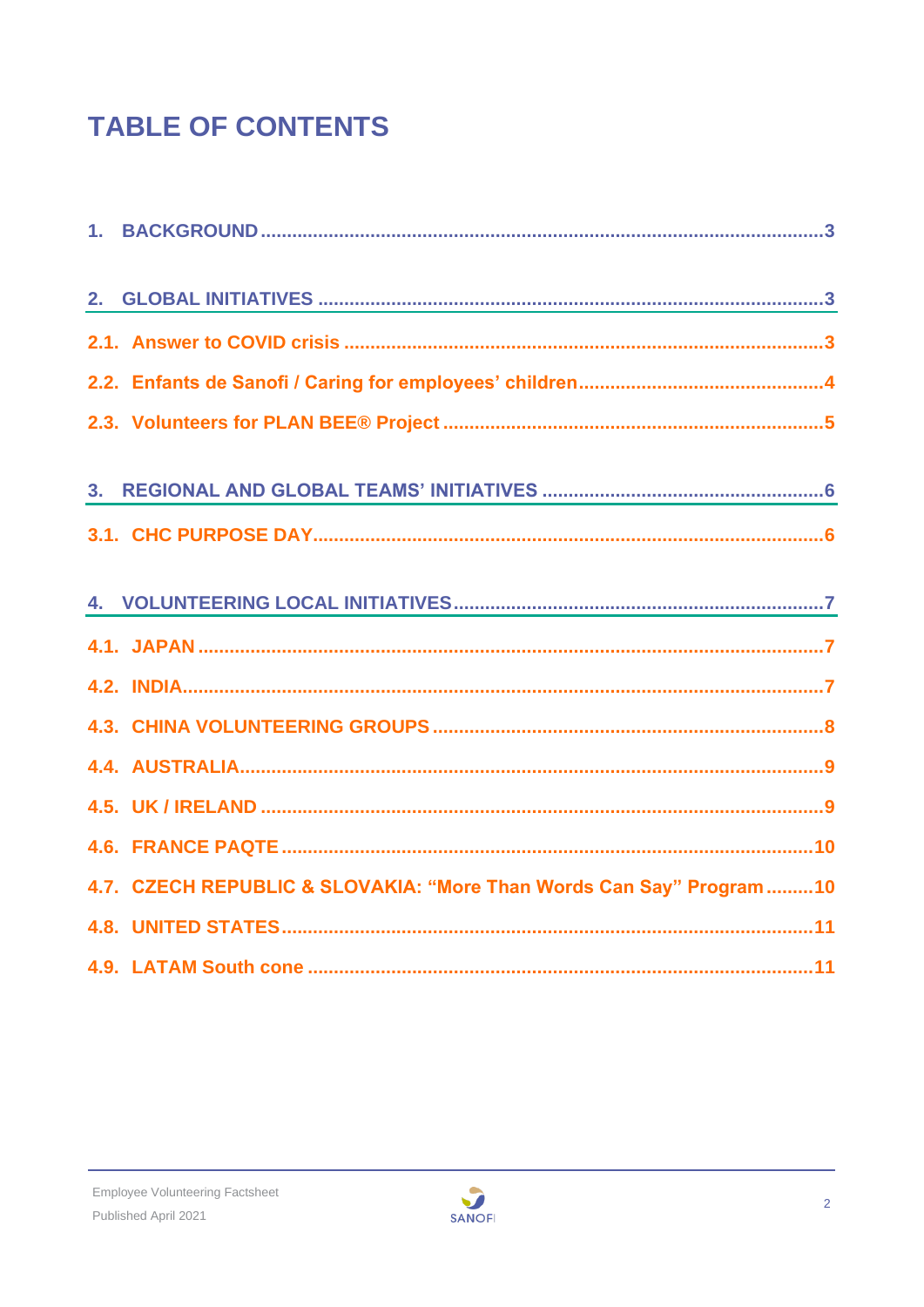# TABLE OF CONTENTS

1. BACKGROUND ..... 3

2. GLOBAL INITIATIVES ..... 3

2.1. Answer to COVID crisis ..... 3

2.2. Enfants de Sanofi / Caring for employees' children ..... 4

2.3. Volunteers for PLAN BEE® Project ..... 5

3. REGIONAL AND GLOBAL TEAMS' INITIATIVES ..... 6

3.1. CHC PURPOSE DAY ..... 6

4. VOLUNTEERING LOCAL INITIATIVES ..... 7

4.1. JAPAN ..... 7

4.2. INDIA ..... 7

4.3. CHINA VOLUNTEERING GROUPS ..... 8

4.4. AUSTRALIA ..... 9

4.5. UK / IRELAND ..... 9

4.6. FRANCE PAQTE ..... 10

4.7. CZECH REPUBLIC & SLOVAKIA: "More Than Words Can Say" Program ..... 10

4.8. UNITED STATES ..... 11

4.9. LATAM South cone ..... 11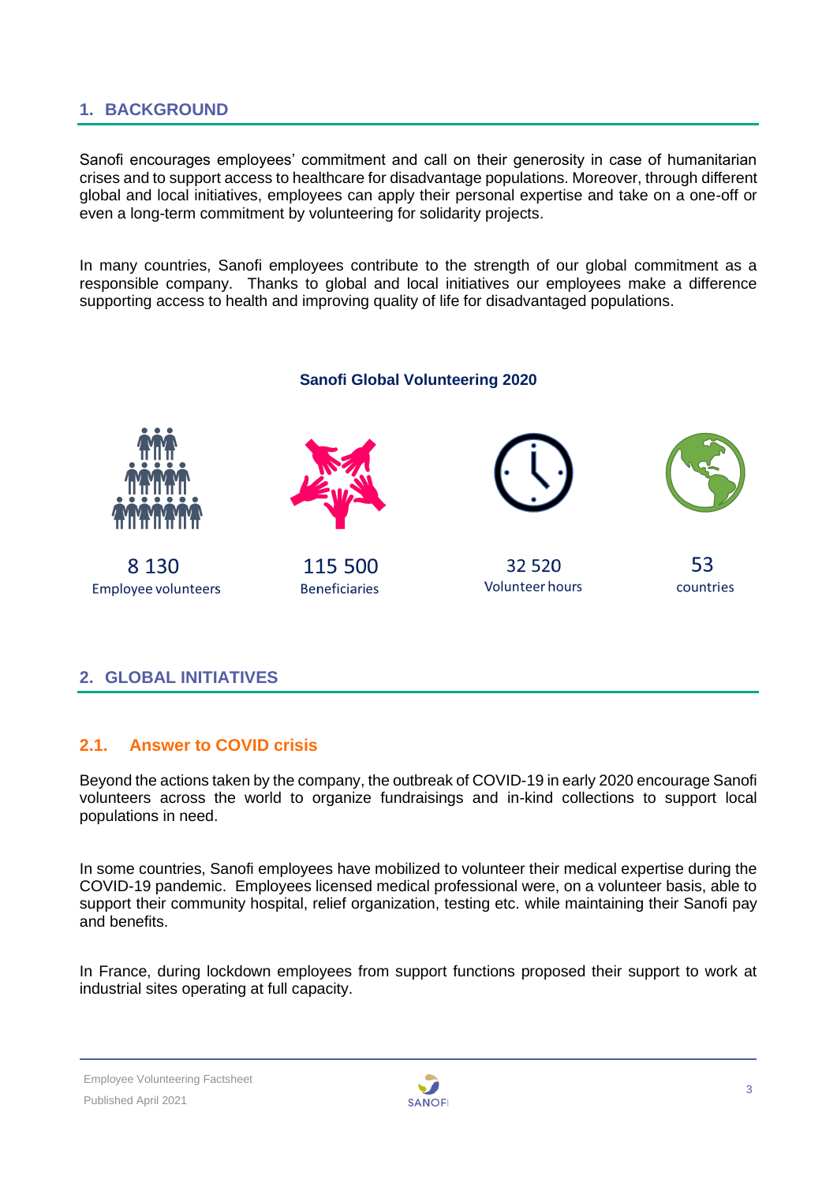## 1. BACKGROUND

Sanofi encourages employees' commitment and call on their generosity in case of humanitarian crises and to support access to healthcare for disadvantage populations. Moreover, through different global and local initiatives, employees can apply their personal expertise and take on a one-off or even a long-term commitment by volunteering for solidarity projects.

In many countries, Sanofi employees contribute to the strength of our global commitment as a responsible company. Thanks to global and local initiatives our employees make a difference supporting access to health and improving quality of life for disadvantaged populations.

**Sanofi Global Volunteering 2020**

| 8 130 | 115 500 | 32 520 | 53 |
|---|---|---|---|
| Employee volunteers | Beneficiaries | Volunteer hours | countries |

## 2. GLOBAL INITIATIVES

### 2.1. Answer to COVID crisis

Beyond the actions taken by the company, the outbreak of COVID-19 in early 2020 encourage Sanofi volunteers across the world to organize fundraisings and in-kind collections to support local populations in need.

In some countries, Sanofi employees have mobilized to volunteer their medical expertise during the COVID-19 pandemic. Employees licensed medical professional were, on a volunteer basis, able to support their community hospital, relief organization, testing etc. while maintaining their Sanofi pay and benefits.

In France, during lockdown employees from support functions proposed their support to work at industrial sites operating at full capacity.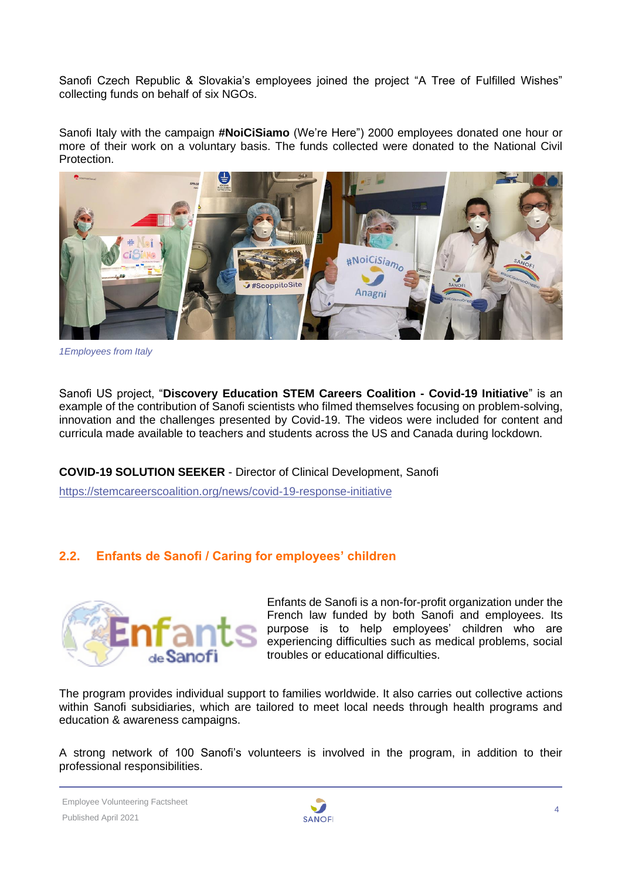Sanofi Czech Republic & Slovakia's employees joined the project "A Tree of Fulfilled Wishes" collecting funds on behalf of six NGOs.

Sanofi Italy with the campaign **#NoiCiSiamo** (We're Here") 2000 employees donated one hour or more of their work on a voluntary basis. The funds collected were donated to the National Civil Protection.

*1Employees from Italy*

Sanofi US project, "**Discovery Education STEM Careers Coalition - Covid-19 Initiative**" is an example of the contribution of Sanofi scientists who filmed themselves focusing on problem-solving, innovation and the challenges presented by Covid-19. The videos were included for content and curricula made available to teachers and students across the US and Canada during lockdown.

**COVID-19 SOLUTION SEEKER** - Director of Clinical Development, Sanofi

https://stemcareerscoalition.org/news/covid-19-response-initiative

## 2.2. Enfants de Sanofi / Caring for employees' children

Enfants de Sanofi is a non-for-profit organization under the French law funded by both Sanofi and employees. Its purpose is to help employees' children who are experiencing difficulties such as medical problems, social troubles or educational difficulties.

The program provides individual support to families worldwide. It also carries out collective actions within Sanofi subsidiaries, which are tailored to meet local needs through health programs and education & awareness campaigns.

A strong network of 100 Sanofi's volunteers is involved in the program, in addition to their professional responsibilities.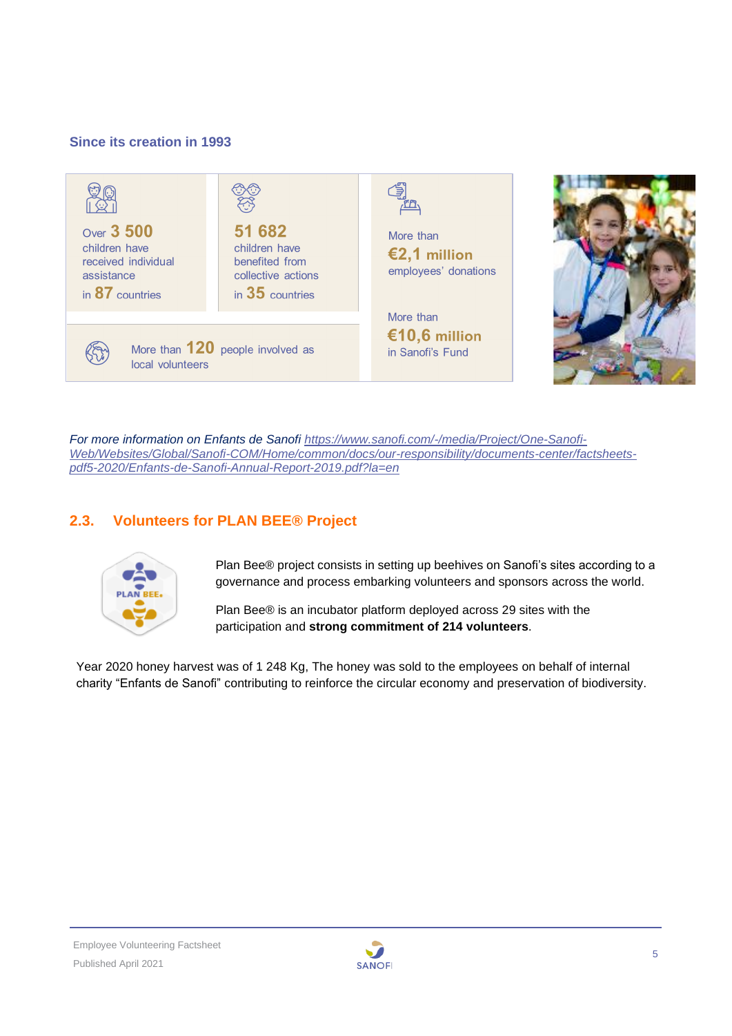**Since its creation in 1993**

Over **3 500** children have received individual assistance in **87** countries

**51 682** children have benefited from collective actions in **35** countries

More than **€2,1 million** employees' donations

More than **€10,6 million** in Sanofi's Fund

More than **120** people involved as local volunteers

*For more information on Enfants de Sanofi [https://www.sanofi.com/-/media/Project/One-Sanofi-Web/Websites/Global/Sanofi-COM/Home/common/docs/our-responsibility/documents-center/factsheets-pdf5-2020/Enfants-de-Sanofi-Annual-Report-2019.pdf?la=en](https://www.sanofi.com/-/media/Project/One-Sanofi-Web/Websites/Global/Sanofi-COM/Home/common/docs/our-responsibility/documents-center/factsheets-pdf5-2020/Enfants-de-Sanofi-Annual-Report-2019.pdf?la=en)*

## 2.3. Volunteers for PLAN BEE® Project

Plan Bee® project consists in setting up beehives on Sanofi's sites according to a governance and process embarking volunteers and sponsors across the world.

Plan Bee® is an incubator platform deployed across 29 sites with the participation and **strong commitment of 214 volunteers**.

Year 2020 honey harvest was of 1 248 Kg, The honey was sold to the employees on behalf of internal charity "Enfants de Sanofi" contributing to reinforce the circular economy and preservation of biodiversity.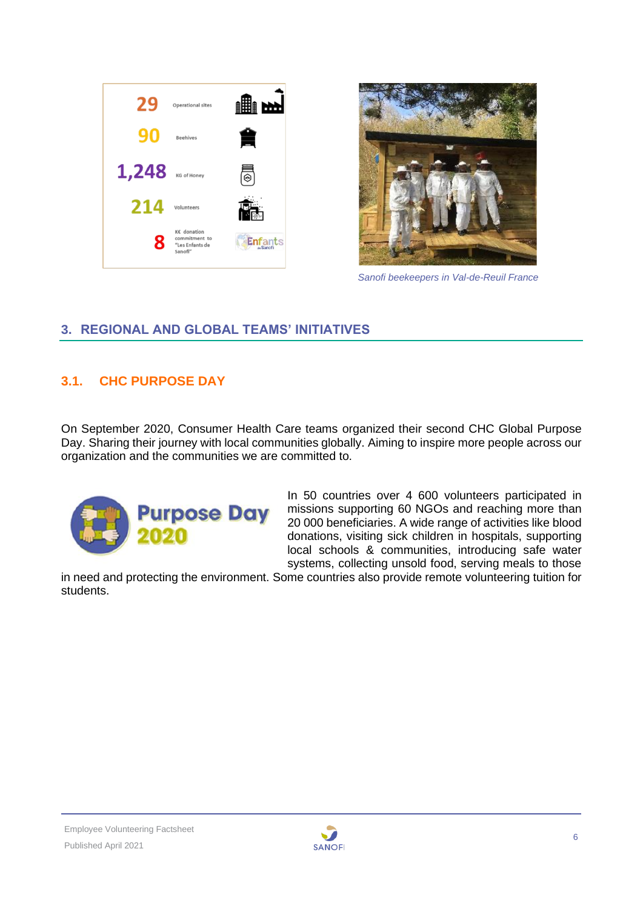| | | |
|---|---|---|
| 29 | Operational sites | |
| 90 | Beehives | |
| 1,248 | KG of Honey | |
| 214 | Volunteers | |
| 8 | K€ donation commitment to "Les Enfants de Sanofi" | |

*Sanofi beekeepers in Val-de-Reuil France*

## 3. REGIONAL AND GLOBAL TEAMS' INITIATIVES

### 3.1. CHC PURPOSE DAY

On September 2020, Consumer Health Care teams organized their second CHC Global Purpose Day. Sharing their journey with local communities globally. Aiming to inspire more people across our organization and the communities we are committed to.

Purpose Day 2020

In 50 countries over 4 600 volunteers participated in missions supporting 60 NGOs and reaching more than 20 000 beneficiaries. A wide range of activities like blood donations, visiting sick children in hospitals, supporting local schools & communities, introducing safe water systems, collecting unsold food, serving meals to those in need and protecting the environment. Some countries also provide remote volunteering tuition for students.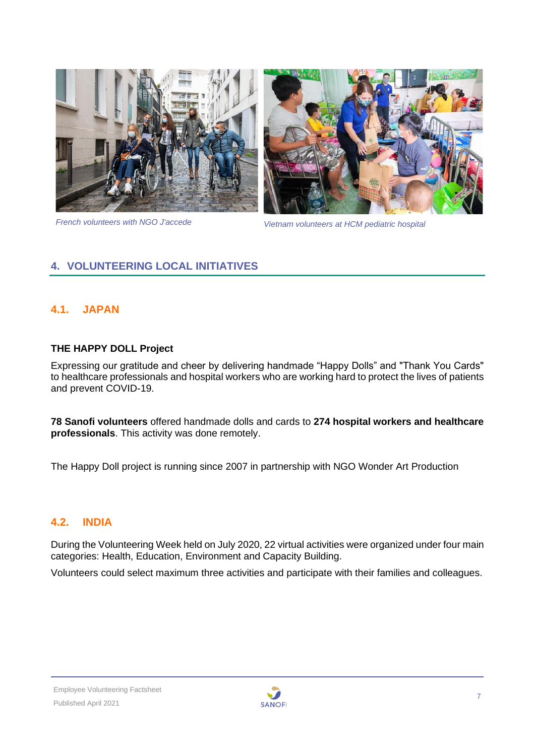*French volunteers with NGO J'accede*

*Vietnam volunteers at HCM pediatric hospital*

## 4. VOLUNTEERING LOCAL INITIATIVES

### 4.1. JAPAN

**THE HAPPY DOLL Project**

Expressing our gratitude and cheer by delivering handmade “Happy Dolls” and "Thank You Cards" to healthcare professionals and hospital workers who are working hard to protect the lives of patients and prevent COVID-19.

**78 Sanofi volunteers** offered handmade dolls and cards to **274 hospital workers and healthcare professionals**. This activity was done remotely.

The Happy Doll project is running since 2007 in partnership with NGO Wonder Art Production

### 4.2. INDIA

During the Volunteering Week held on July 2020, 22 virtual activities were organized under four main categories: Health, Education, Environment and Capacity Building.

Volunteers could select maximum three activities and participate with their families and colleagues.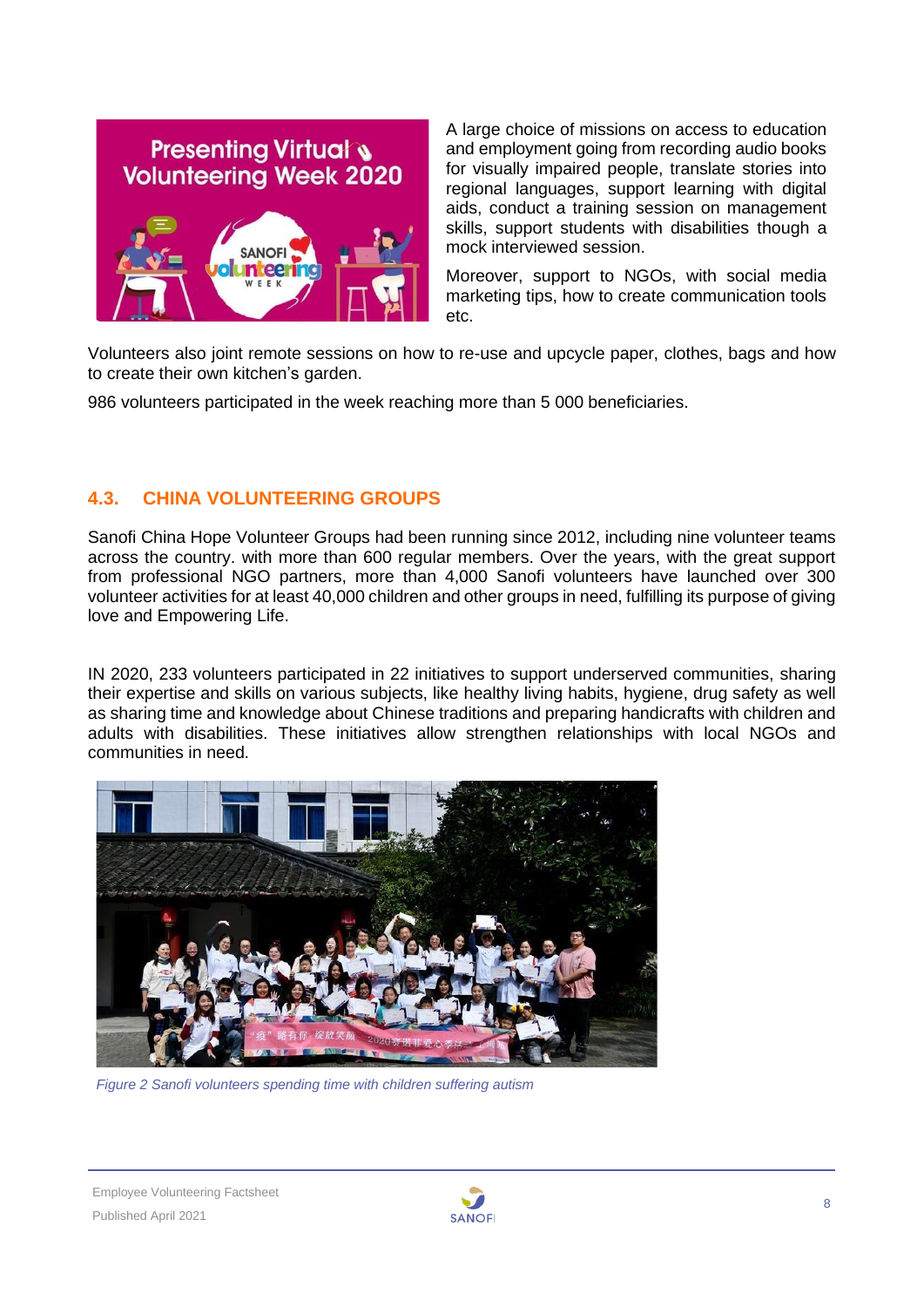A large choice of missions on access to education and employment going from recording audio books for visually impaired people, translate stories into regional languages, support learning with digital aids, conduct a training session on management skills, support students with disabilities though a mock interviewed session.

Moreover, support to NGOs, with social media marketing tips, how to create communication tools etc.

Volunteers also joint remote sessions on how to re-use and upcycle paper, clothes, bags and how to create their own kitchen's garden.

986 volunteers participated in the week reaching more than 5 000 beneficiaries.

## 4.3. CHINA VOLUNTEERING GROUPS

Sanofi China Hope Volunteer Groups had been running since 2012, including nine volunteer teams across the country. with more than 600 regular members. Over the years, with the great support from professional NGO partners, more than 4,000 Sanofi volunteers have launched over 300 volunteer activities for at least 40,000 children and other groups in need, fulfilling its purpose of giving love and Empowering Life.

IN 2020, 233 volunteers participated in 22 initiatives to support underserved communities, sharing their expertise and skills on various subjects, like healthy living habits, hygiene, drug safety as well as sharing time and knowledge about Chinese traditions and preparing handicrafts with children and adults with disabilities. These initiatives allow strengthen relationships with local NGOs and communities in need.

*Figure 2 Sanofi volunteers spending time with children suffering autism*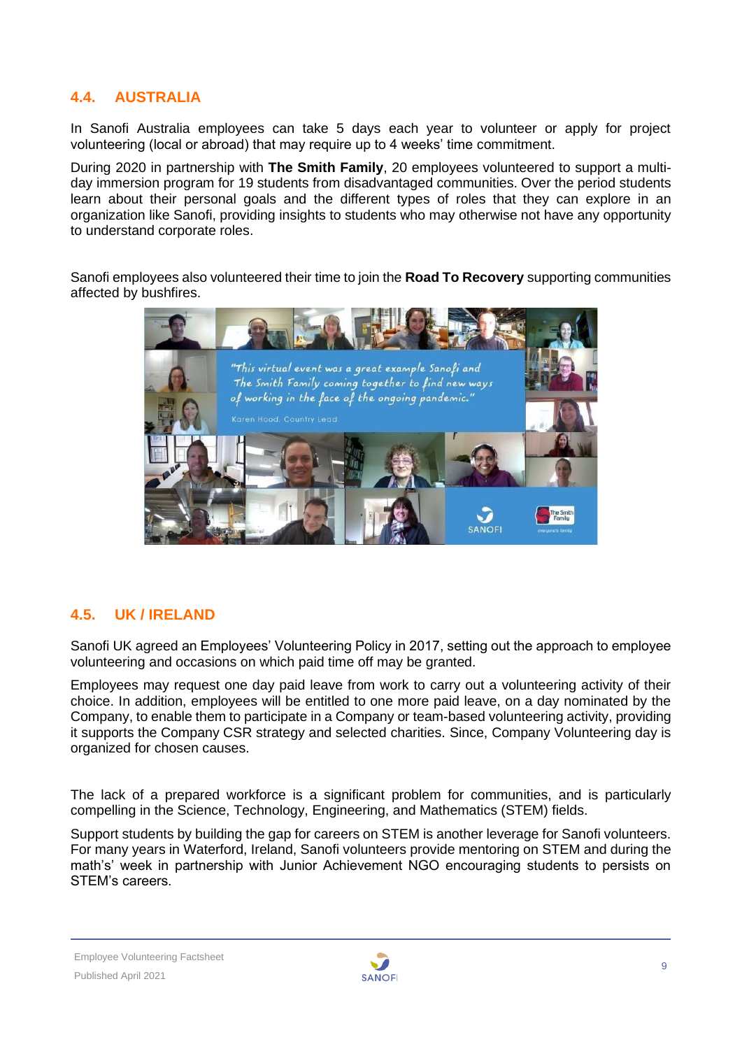## 4.4. AUSTRALIA

In Sanofi Australia employees can take 5 days each year to volunteer or apply for project volunteering (local or abroad) that may require up to 4 weeks' time commitment.

During 2020 in partnership with **The Smith Family**, 20 employees volunteered to support a multi-day immersion program for 19 students from disadvantaged communities. Over the period students learn about their personal goals and the different types of roles that they can explore in an organization like Sanofi, providing insights to students who may otherwise not have any opportunity to understand corporate roles.

Sanofi employees also volunteered their time to join the **Road To Recovery** supporting communities affected by bushfires.

## 4.5. UK / IRELAND

Sanofi UK agreed an Employees' Volunteering Policy in 2017, setting out the approach to employee volunteering and occasions on which paid time off may be granted.

Employees may request one day paid leave from work to carry out a volunteering activity of their choice. In addition, employees will be entitled to one more paid leave, on a day nominated by the Company, to enable them to participate in a Company or team-based volunteering activity, providing it supports the Company CSR strategy and selected charities. Since, Company Volunteering day is organized for chosen causes.

The lack of a prepared workforce is a significant problem for communities, and is particularly compelling in the Science, Technology, Engineering, and Mathematics (STEM) fields.

Support students by building the gap for careers on STEM is another leverage for Sanofi volunteers. For many years in Waterford, Ireland, Sanofi volunteers provide mentoring on STEM and during the math's' week in partnership with Junior Achievement NGO encouraging students to persists on STEM's careers.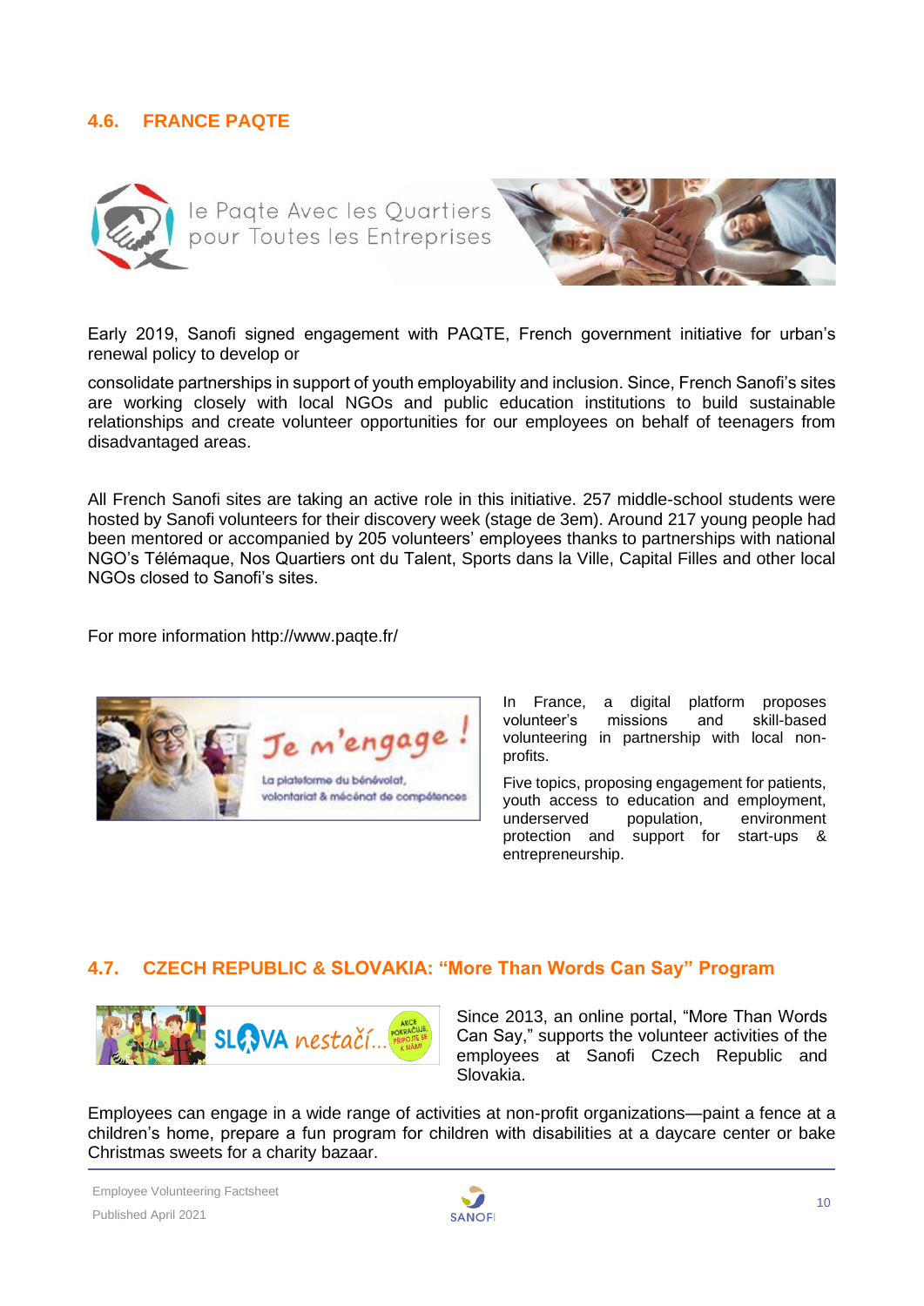## 4.6. FRANCE PAQTE

Early 2019, Sanofi signed engagement with PAQTE, French government initiative for urban's renewal policy to develop or

consolidate partnerships in support of youth employability and inclusion. Since, French Sanofi's sites are working closely with local NGOs and public education institutions to build sustainable relationships and create volunteer opportunities for our employees on behalf of teenagers from disadvantaged areas.

All French Sanofi sites are taking an active role in this initiative. 257 middle-school students were hosted by Sanofi volunteers for their discovery week (stage de 3em). Around 217 young people had been mentored or accompanied by 205 volunteers' employees thanks to partnerships with national NGO's Télémaque, Nos Quartiers ont du Talent, Sports dans la Ville, Capital Filles and other local NGOs closed to Sanofi's sites.

For more information http://www.paqte.fr/

In France, a digital platform proposes volunteer's missions and skill-based volunteering in partnership with local non-profits.

Five topics, proposing engagement for patients, youth access to education and employment, underserved population, environment protection and support for start-ups & entrepreneurship.

## 4.7. CZECH REPUBLIC & SLOVAKIA: "More Than Words Can Say" Program

Since 2013, an online portal, "More Than Words Can Say," supports the volunteer activities of the employees at Sanofi Czech Republic and Slovakia.

Employees can engage in a wide range of activities at non-profit organizations—paint a fence at a children's home, prepare a fun program for children with disabilities at a daycare center or bake Christmas sweets for a charity bazaar.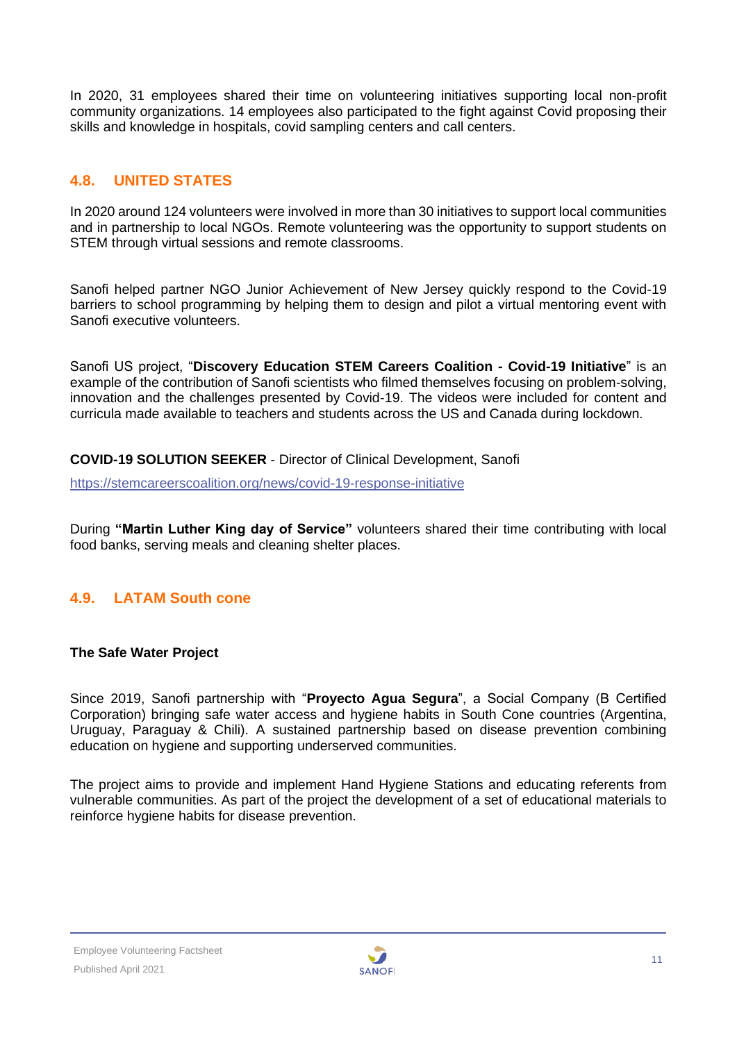In 2020, 31 employees shared their time on volunteering initiatives supporting local non-profit community organizations. 14 employees also participated to the fight against Covid proposing their skills and knowledge in hospitals, covid sampling centers and call centers.

## 4.8. UNITED STATES

In 2020 around 124 volunteers were involved in more than 30 initiatives to support local communities and in partnership to local NGOs. Remote volunteering was the opportunity to support students on STEM through virtual sessions and remote classrooms.

Sanofi helped partner NGO Junior Achievement of New Jersey quickly respond to the Covid-19 barriers to school programming by helping them to design and pilot a virtual mentoring event with Sanofi executive volunteers.

Sanofi US project, "**Discovery Education STEM Careers Coalition - Covid-19 Initiative**" is an example of the contribution of Sanofi scientists who filmed themselves focusing on problem-solving, innovation and the challenges presented by Covid-19. The videos were included for content and curricula made available to teachers and students across the US and Canada during lockdown.

**COVID-19 SOLUTION SEEKER** - Director of Clinical Development, Sanofi

https://stemcareerscoalition.org/news/covid-19-response-initiative

During **"Martin Luther King day of Service"** volunteers shared their time contributing with local food banks, serving meals and cleaning shelter places.

## 4.9. LATAM South cone

**The Safe Water Project**

Since 2019, Sanofi partnership with "**Proyecto Agua Segura**", a Social Company (B Certified Corporation) bringing safe water access and hygiene habits in South Cone countries (Argentina, Uruguay, Paraguay & Chili). A sustained partnership based on disease prevention combining education on hygiene and supporting underserved communities.

The project aims to provide and implement Hand Hygiene Stations and educating referents from vulnerable communities. As part of the project the development of a set of educational materials to reinforce hygiene habits for disease prevention.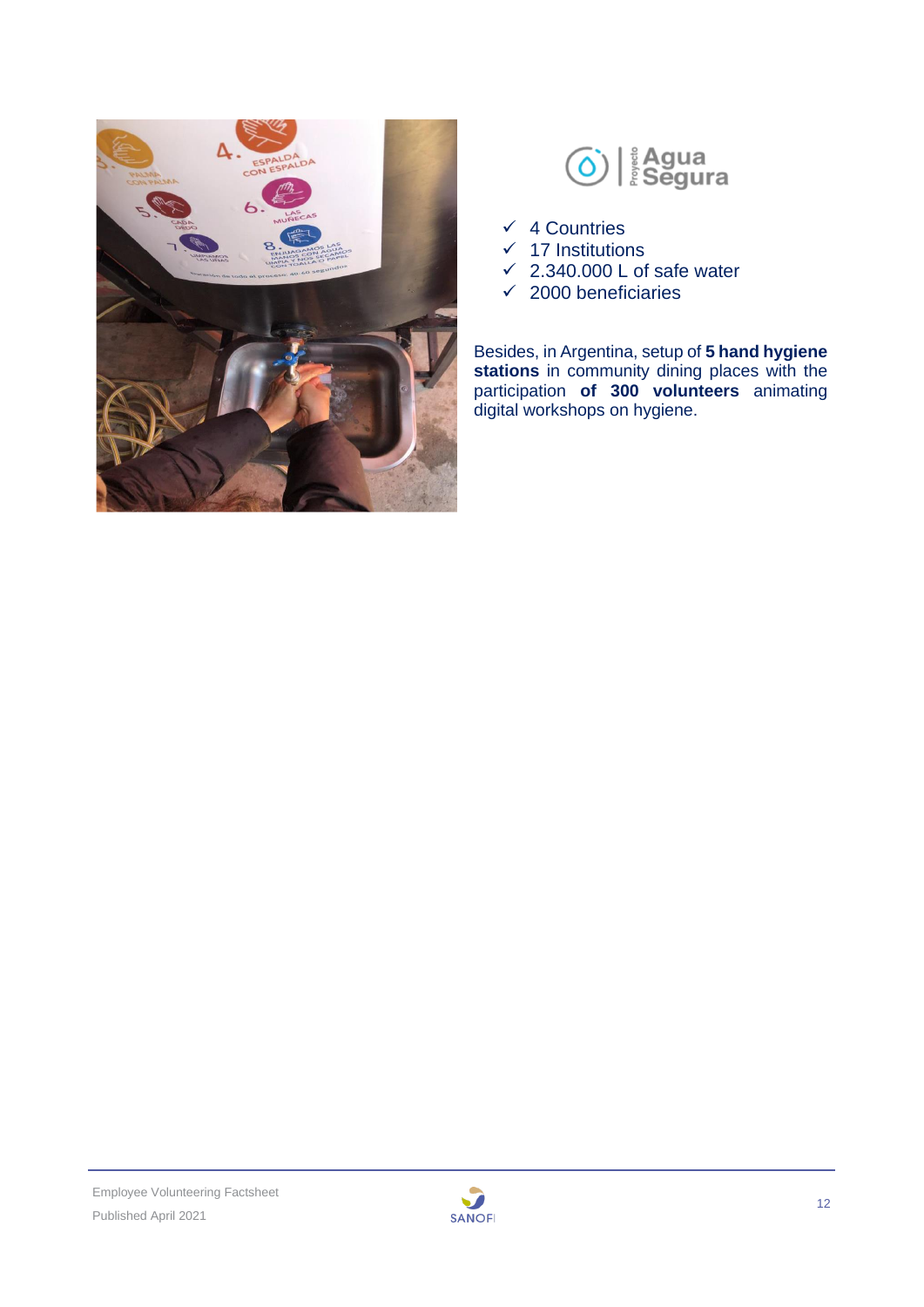Proyecto Agua Segura

- ✓ 4 Countries
- ✓ 17 Institutions
- ✓ 2.340.000 L of safe water
- ✓ 2000 beneficiaries

Besides, in Argentina, setup of **5 hand hygiene stations** in community dining places with the participation **of 300 volunteers** animating digital workshops on hygiene.